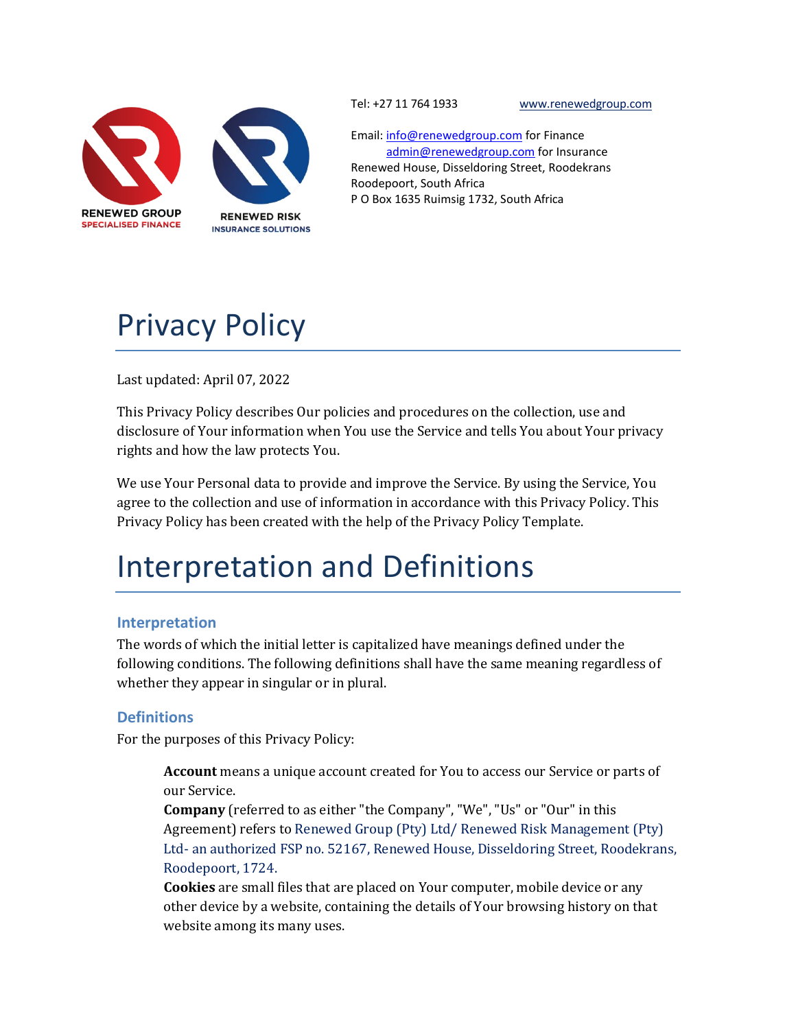RENEWED GROUP
SPECIALISED FINANCE

RENEWED RISK
INSURANCE SOLUTIONS

Tel: +27 11 764 1933 www.renewedgroup.com

Email: info@renewedgroup.com for Finance
admin@renewedgroup.com for Insurance
Renewed House, Disseldoring Street, Roodekrans
Roodepoort, South Africa
P O Box 1635 Ruimsig 1732, South Africa

# Privacy Policy

Last updated: April 07, 2022

This Privacy Policy describes Our policies and procedures on the collection, use and disclosure of Your information when You use the Service and tells You about Your privacy rights and how the law protects You.

We use Your Personal data to provide and improve the Service. By using the Service, You agree to the collection and use of information in accordance with this Privacy Policy. This Privacy Policy has been created with the help of the Privacy Policy Template.

# Interpretation and Definitions

## Interpretation

The words of which the initial letter is capitalized have meanings defined under the following conditions. The following definitions shall have the same meaning regardless of whether they appear in singular or in plural.

## Definitions

For the purposes of this Privacy Policy:

**Account** means a unique account created for You to access our Service or parts of our Service.

**Company** (referred to as either "the Company", "We", "Us" or "Our" in this Agreement) refers to Renewed Group (Pty) Ltd/ Renewed Risk Management (Pty) Ltd- an authorized FSP no. 52167, Renewed House, Disseldoring Street, Roodekrans, Roodepoort, 1724.

**Cookies** are small files that are placed on Your computer, mobile device or any other device by a website, containing the details of Your browsing history on that website among its many uses.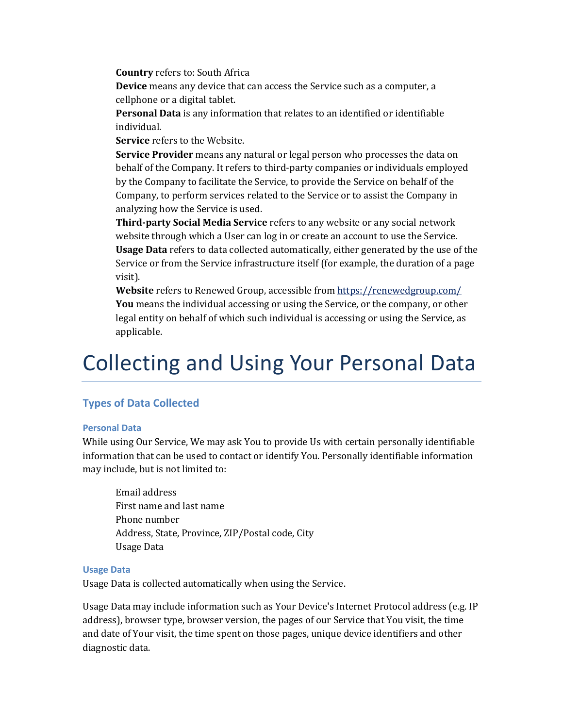**Country** refers to: South Africa

**Device** means any device that can access the Service such as a computer, a cellphone or a digital tablet.

**Personal Data** is any information that relates to an identified or identifiable individual.

**Service** refers to the Website.

**Service Provider** means any natural or legal person who processes the data on behalf of the Company. It refers to third-party companies or individuals employed by the Company to facilitate the Service, to provide the Service on behalf of the Company, to perform services related to the Service or to assist the Company in analyzing how the Service is used.

**Third-party Social Media Service** refers to any website or any social network website through which a User can log in or create an account to use the Service.

**Usage Data** refers to data collected automatically, either generated by the use of the Service or from the Service infrastructure itself (for example, the duration of a page visit).

**Website** refers to Renewed Group, accessible from [https://renewedgroup.com/](https://renewedgroup.com/)

**You** means the individual accessing or using the Service, or the company, or other legal entity on behalf of which such individual is accessing or using the Service, as applicable.

# Collecting and Using Your Personal Data

## Types of Data Collected

### Personal Data

While using Our Service, We may ask You to provide Us with certain personally identifiable information that can be used to contact or identify You. Personally identifiable information may include, but is not limited to:

- Email address
- First name and last name
- Phone number
- Address, State, Province, ZIP/Postal code, City
- Usage Data

### Usage Data

Usage Data is collected automatically when using the Service.

Usage Data may include information such as Your Device's Internet Protocol address (e.g. IP address), browser type, browser version, the pages of our Service that You visit, the time and date of Your visit, the time spent on those pages, unique device identifiers and other diagnostic data.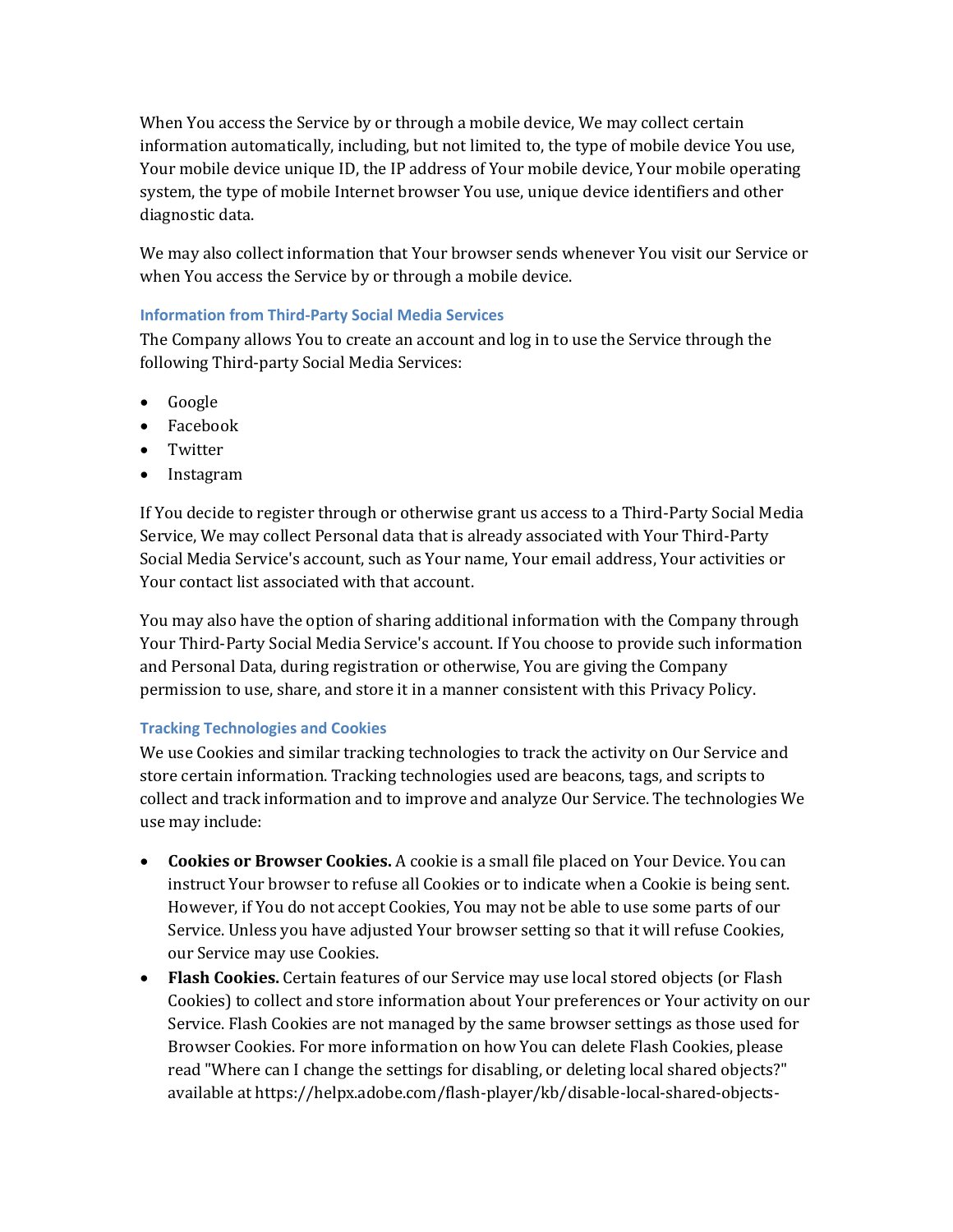When You access the Service by or through a mobile device, We may collect certain information automatically, including, but not limited to, the type of mobile device You use, Your mobile device unique ID, the IP address of Your mobile device, Your mobile operating system, the type of mobile Internet browser You use, unique device identifiers and other diagnostic data.

We may also collect information that Your browser sends whenever You visit our Service or when You access the Service by or through a mobile device.

### Information from Third-Party Social Media Services

The Company allows You to create an account and log in to use the Service through the following Third-party Social Media Services:

- Google
- Facebook
- Twitter
- Instagram

If You decide to register through or otherwise grant us access to a Third-Party Social Media Service, We may collect Personal data that is already associated with Your Third-Party Social Media Service's account, such as Your name, Your email address, Your activities or Your contact list associated with that account.

You may also have the option of sharing additional information with the Company through Your Third-Party Social Media Service's account. If You choose to provide such information and Personal Data, during registration or otherwise, You are giving the Company permission to use, share, and store it in a manner consistent with this Privacy Policy.

### Tracking Technologies and Cookies

We use Cookies and similar tracking technologies to track the activity on Our Service and store certain information. Tracking technologies used are beacons, tags, and scripts to collect and track information and to improve and analyze Our Service. The technologies We use may include:

- **Cookies or Browser Cookies.** A cookie is a small file placed on Your Device. You can instruct Your browser to refuse all Cookies or to indicate when a Cookie is being sent. However, if You do not accept Cookies, You may not be able to use some parts of our Service. Unless you have adjusted Your browser setting so that it will refuse Cookies, our Service may use Cookies.
- **Flash Cookies.** Certain features of our Service may use local stored objects (or Flash Cookies) to collect and store information about Your preferences or Your activity on our Service. Flash Cookies are not managed by the same browser settings as those used for Browser Cookies. For more information on how You can delete Flash Cookies, please read "Where can I change the settings for disabling, or deleting local shared objects?" available at https://helpx.adobe.com/flash-player/kb/disable-local-shared-objects-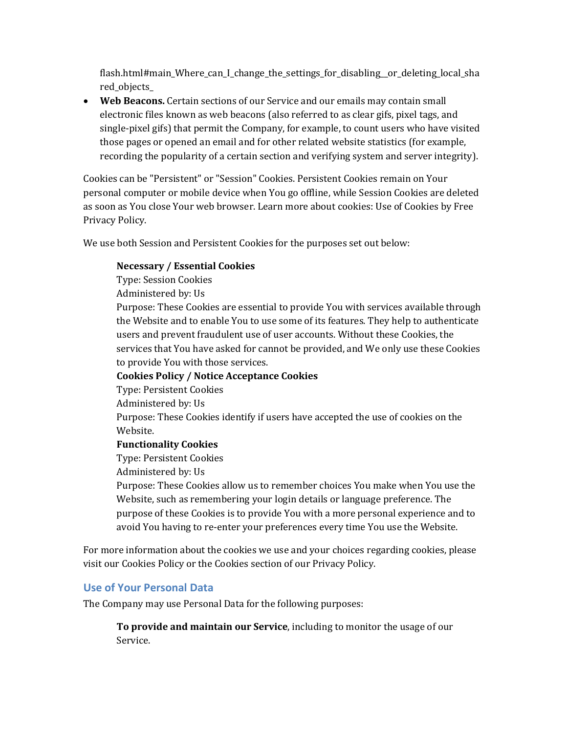flash.html#main_Where_can_I_change_the_settings_for_disabling__or_deleting_local_shared_objects_

- **Web Beacons.** Certain sections of our Service and our emails may contain small electronic files known as web beacons (also referred to as clear gifs, pixel tags, and single-pixel gifs) that permit the Company, for example, to count users who have visited those pages or opened an email and for other related website statistics (for example, recording the popularity of a certain section and verifying system and server integrity).

Cookies can be "Persistent" or "Session" Cookies. Persistent Cookies remain on Your personal computer or mobile device when You go offline, while Session Cookies are deleted as soon as You close Your web browser. Learn more about cookies: Use of Cookies by Free Privacy Policy.

We use both Session and Persistent Cookies for the purposes set out below:

> **Necessary / Essential Cookies**
> Type: Session Cookies
> Administered by: Us
> Purpose: These Cookies are essential to provide You with services available through the Website and to enable You to use some of its features. They help to authenticate users and prevent fraudulent use of user accounts. Without these Cookies, the services that You have asked for cannot be provided, and We only use these Cookies to provide You with those services.
>
> **Cookies Policy / Notice Acceptance Cookies**
> Type: Persistent Cookies
> Administered by: Us
> Purpose: These Cookies identify if users have accepted the use of cookies on the Website.
>
> **Functionality Cookies**
> Type: Persistent Cookies
> Administered by: Us
> Purpose: These Cookies allow us to remember choices You make when You use the Website, such as remembering your login details or language preference. The purpose of these Cookies is to provide You with a more personal experience and to avoid You having to re-enter your preferences every time You use the Website.

For more information about the cookies we use and your choices regarding cookies, please visit our Cookies Policy or the Cookies section of our Privacy Policy.

### Use of Your Personal Data

The Company may use Personal Data for the following purposes:

> **To provide and maintain our Service**, including to monitor the usage of our Service.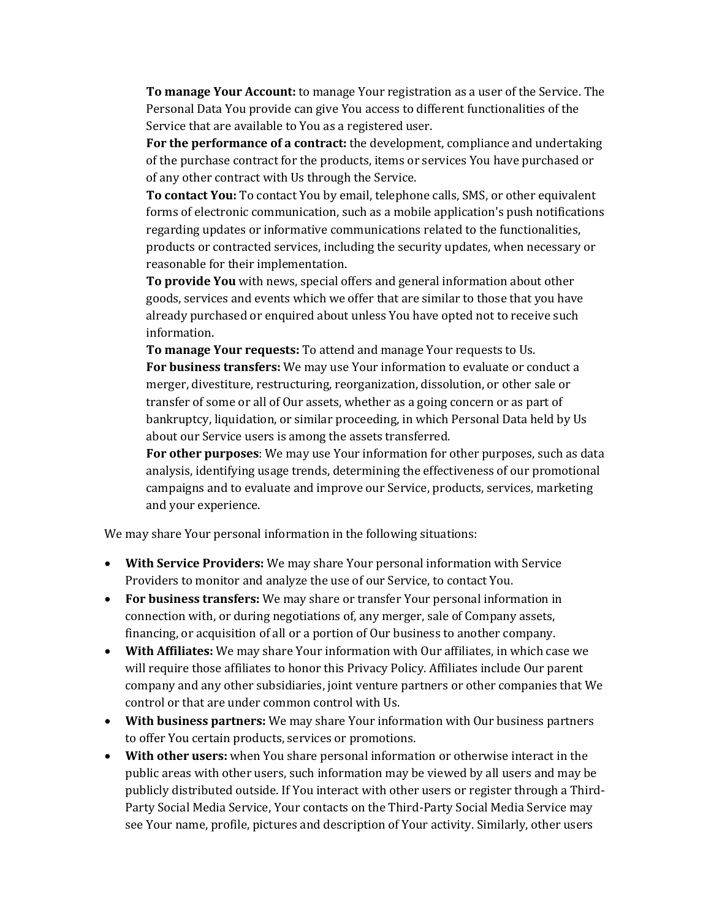**To manage Your Account:** to manage Your registration as a user of the Service. The Personal Data You provide can give You access to different functionalities of the Service that are available to You as a registered user.

**For the performance of a contract:** the development, compliance and undertaking of the purchase contract for the products, items or services You have purchased or of any other contract with Us through the Service.

**To contact You:** To contact You by email, telephone calls, SMS, or other equivalent forms of electronic communication, such as a mobile application's push notifications regarding updates or informative communications related to the functionalities, products or contracted services, including the security updates, when necessary or reasonable for their implementation.

**To provide You** with news, special offers and general information about other goods, services and events which we offer that are similar to those that you have already purchased or enquired about unless You have opted not to receive such information.

**To manage Your requests:** To attend and manage Your requests to Us.

**For business transfers:** We may use Your information to evaluate or conduct a merger, divestiture, restructuring, reorganization, dissolution, or other sale or transfer of some or all of Our assets, whether as a going concern or as part of bankruptcy, liquidation, or similar proceeding, in which Personal Data held by Us about our Service users is among the assets transferred.

**For other purposes**: We may use Your information for other purposes, such as data analysis, identifying usage trends, determining the effectiveness of our promotional campaigns and to evaluate and improve our Service, products, services, marketing and your experience.

We may share Your personal information in the following situations:

- **With Service Providers:** We may share Your personal information with Service Providers to monitor and analyze the use of our Service, to contact You.
- **For business transfers:** We may share or transfer Your personal information in connection with, or during negotiations of, any merger, sale of Company assets, financing, or acquisition of all or a portion of Our business to another company.
- **With Affiliates:** We may share Your information with Our affiliates, in which case we will require those affiliates to honor this Privacy Policy. Affiliates include Our parent company and any other subsidiaries, joint venture partners or other companies that We control or that are under common control with Us.
- **With business partners:** We may share Your information with Our business partners to offer You certain products, services or promotions.
- **With other users:** when You share personal information or otherwise interact in the public areas with other users, such information may be viewed by all users and may be publicly distributed outside. If You interact with other users or register through a Third-Party Social Media Service, Your contacts on the Third-Party Social Media Service may see Your name, profile, pictures and description of Your activity. Similarly, other users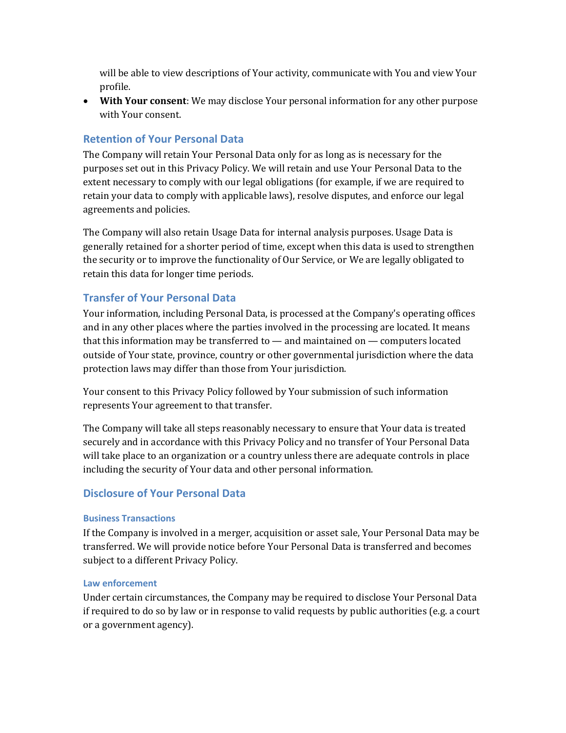will be able to view descriptions of Your activity, communicate with You and view Your profile.

- **With Your consent**: We may disclose Your personal information for any other purpose with Your consent.

## Retention of Your Personal Data

The Company will retain Your Personal Data only for as long as is necessary for the purposes set out in this Privacy Policy. We will retain and use Your Personal Data to the extent necessary to comply with our legal obligations (for example, if we are required to retain your data to comply with applicable laws), resolve disputes, and enforce our legal agreements and policies.

The Company will also retain Usage Data for internal analysis purposes. Usage Data is generally retained for a shorter period of time, except when this data is used to strengthen the security or to improve the functionality of Our Service, or We are legally obligated to retain this data for longer time periods.

## Transfer of Your Personal Data

Your information, including Personal Data, is processed at the Company's operating offices and in any other places where the parties involved in the processing are located. It means that this information may be transferred to — and maintained on — computers located outside of Your state, province, country or other governmental jurisdiction where the data protection laws may differ than those from Your jurisdiction.

Your consent to this Privacy Policy followed by Your submission of such information represents Your agreement to that transfer.

The Company will take all steps reasonably necessary to ensure that Your data is treated securely and in accordance with this Privacy Policy and no transfer of Your Personal Data will take place to an organization or a country unless there are adequate controls in place including the security of Your data and other personal information.

## Disclosure of Your Personal Data

### Business Transactions

If the Company is involved in a merger, acquisition or asset sale, Your Personal Data may be transferred. We will provide notice before Your Personal Data is transferred and becomes subject to a different Privacy Policy.

### Law enforcement

Under certain circumstances, the Company may be required to disclose Your Personal Data if required to do so by law or in response to valid requests by public authorities (e.g. a court or a government agency).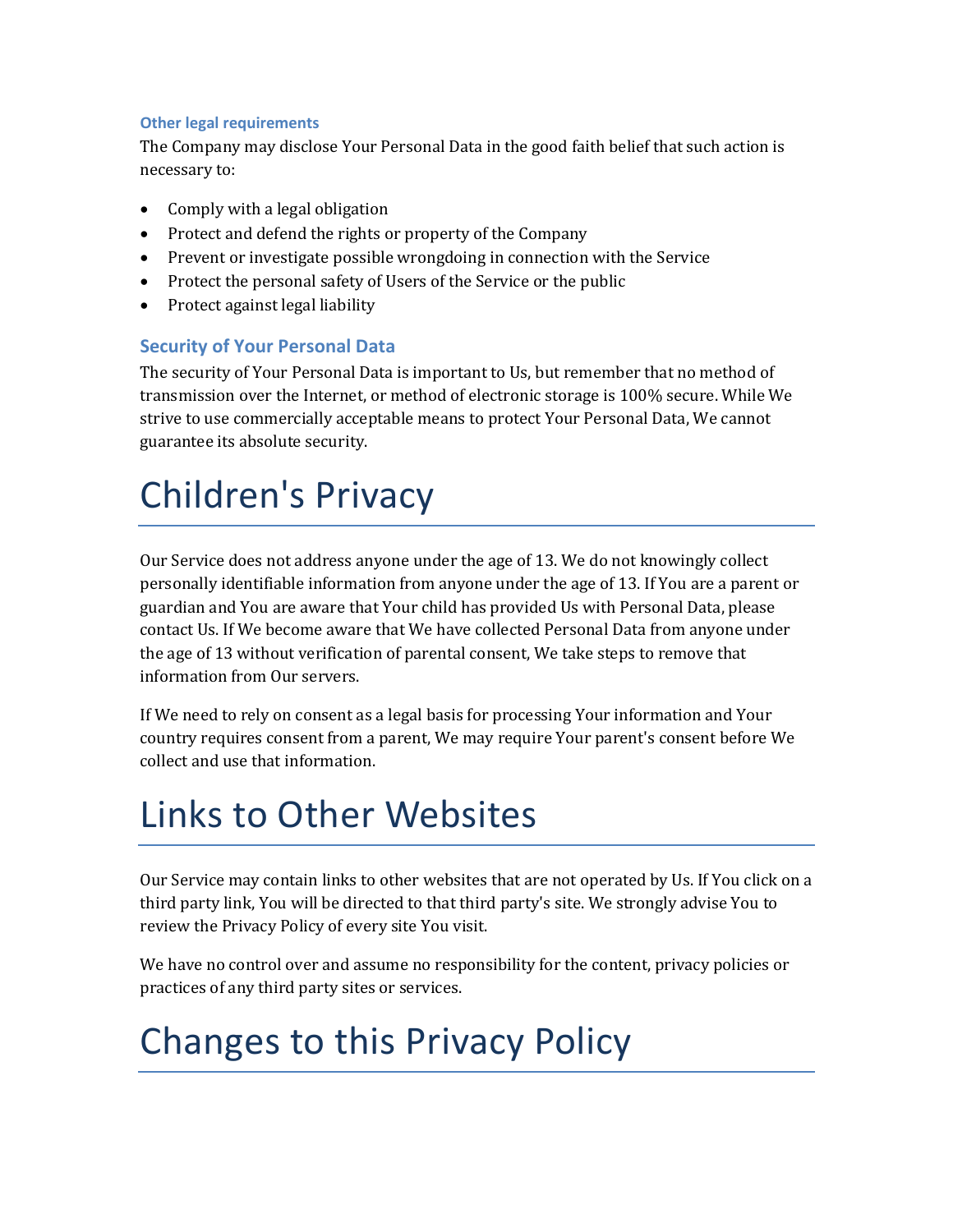### Other legal requirements

The Company may disclose Your Personal Data in the good faith belief that such action is necessary to:

- Comply with a legal obligation
- Protect and defend the rights or property of the Company
- Prevent or investigate possible wrongdoing in connection with the Service
- Protect the personal safety of Users of the Service or the public
- Protect against legal liability

## Security of Your Personal Data

The security of Your Personal Data is important to Us, but remember that no method of transmission over the Internet, or method of electronic storage is 100% secure. While We strive to use commercially acceptable means to protect Your Personal Data, We cannot guarantee its absolute security.

# Children's Privacy

Our Service does not address anyone under the age of 13. We do not knowingly collect personally identifiable information from anyone under the age of 13. If You are a parent or guardian and You are aware that Your child has provided Us with Personal Data, please contact Us. If We become aware that We have collected Personal Data from anyone under the age of 13 without verification of parental consent, We take steps to remove that information from Our servers.

If We need to rely on consent as a legal basis for processing Your information and Your country requires consent from a parent, We may require Your parent's consent before We collect and use that information.

# Links to Other Websites

Our Service may contain links to other websites that are not operated by Us. If You click on a third party link, You will be directed to that third party's site. We strongly advise You to review the Privacy Policy of every site You visit.

We have no control over and assume no responsibility for the content, privacy policies or practices of any third party sites or services.

# Changes to this Privacy Policy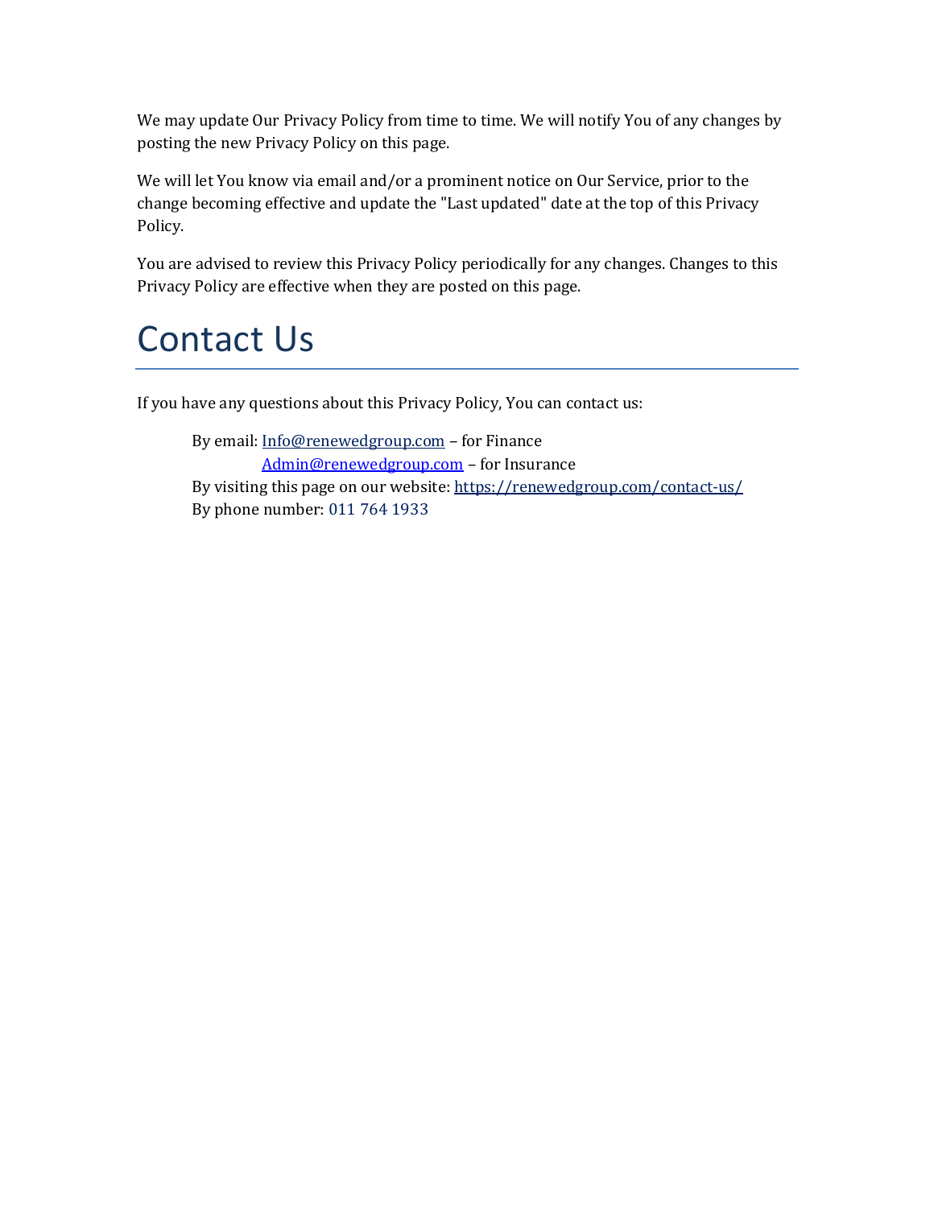We may update Our Privacy Policy from time to time. We will notify You of any changes by posting the new Privacy Policy on this page.

We will let You know via email and/or a prominent notice on Our Service, prior to the change becoming effective and update the "Last updated" date at the top of this Privacy Policy.

You are advised to review this Privacy Policy periodically for any changes. Changes to this Privacy Policy are effective when they are posted on this page.

# Contact Us

If you have any questions about this Privacy Policy, You can contact us:

By email: Info@renewedgroup.com – for Finance
Admin@renewedgroup.com – for Insurance
By visiting this page on our website: https://renewedgroup.com/contact-us/
By phone number: 011 764 1933